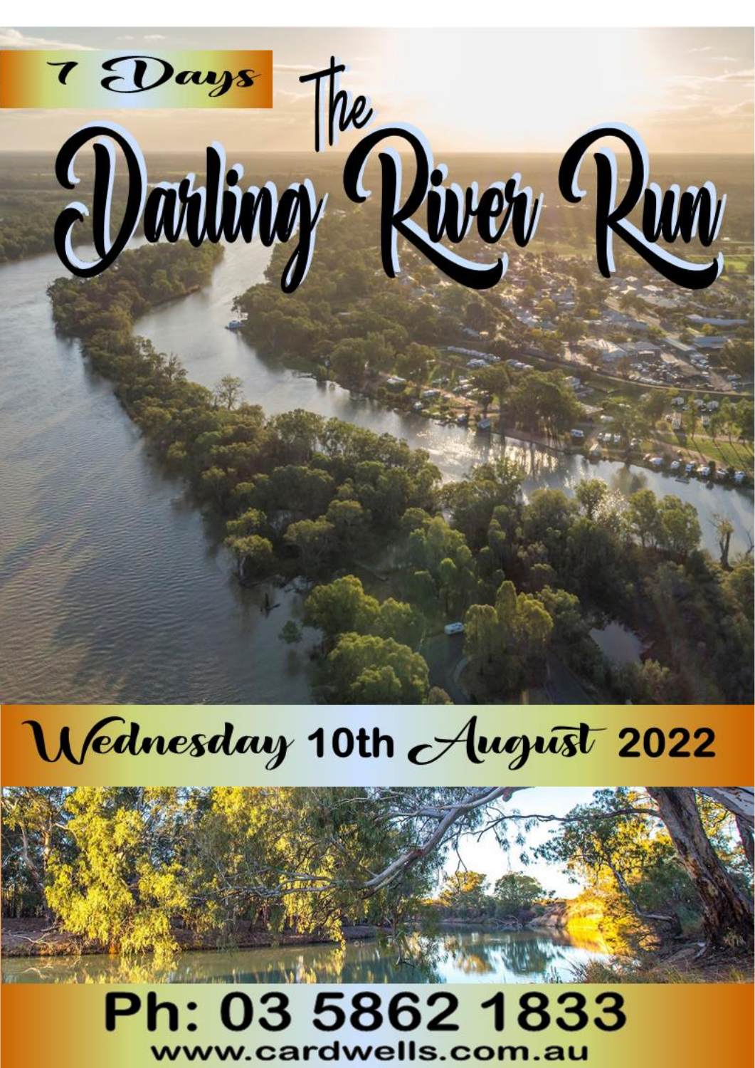7 Days

# The Darling River Run

## Wednesday 10th August 2022

**Ph: 03 5862 1833**

**www.cardwells.com.au**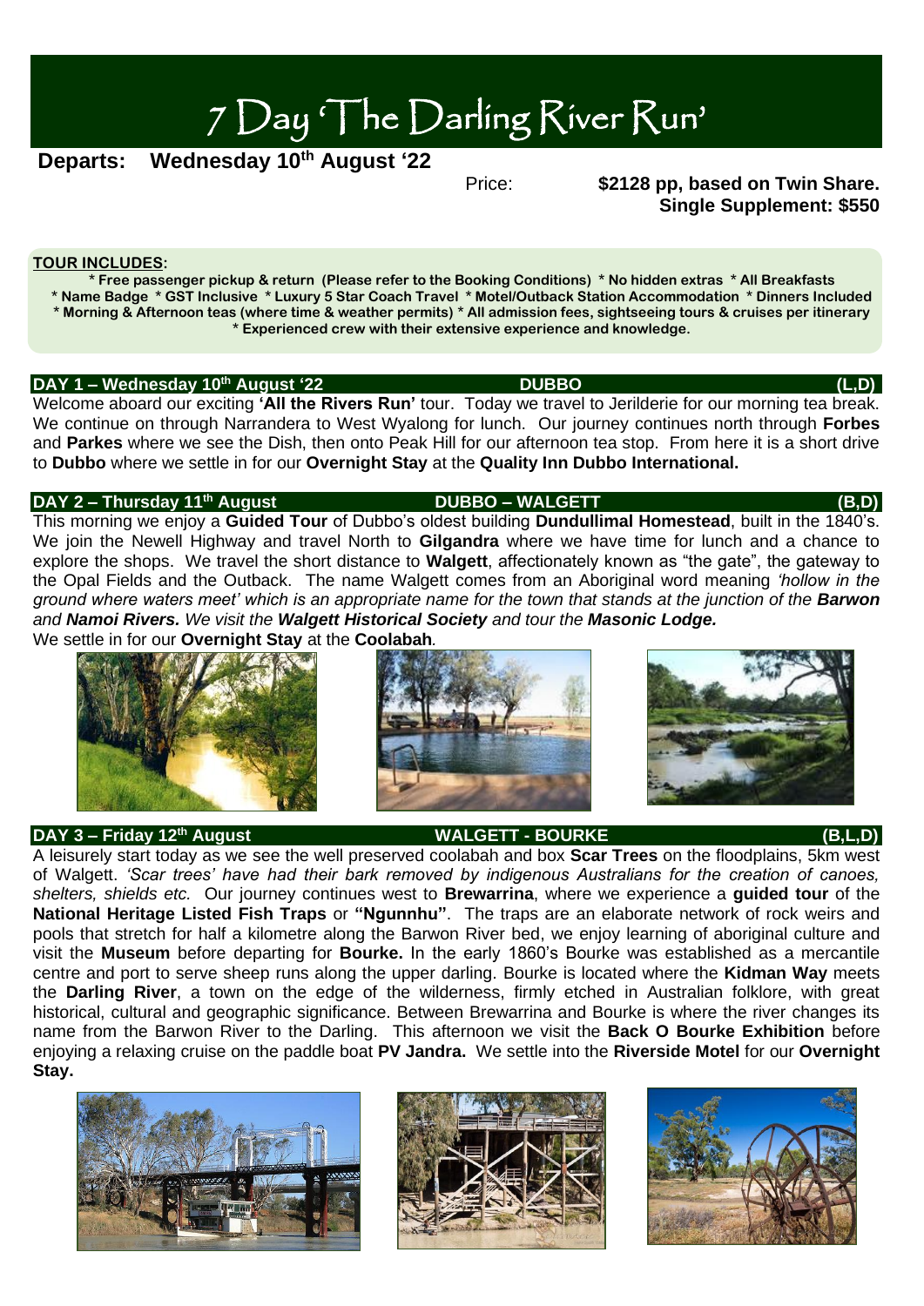# 7 Day 'The Darling River Run'

**Departs: Wednesday 10th August '22**

Price: **$2128 pp, based on Twin Share.**
**Single Supplement: $550**

**TOUR INCLUDES:**

**\* Free passenger pickup & return (Please refer to the Booking Conditions) \* No hidden extras \* All Breakfasts \* Name Badge \* GST Inclusive \* Luxury 5 Star Coach Travel \* Motel/Outback Station Accommodation \* Dinners Included \* Morning & Afternoon teas (where time & weather permits) \* All admission fees, sightseeing tours & cruises per itinerary \* Experienced crew with their extensive experience and knowledge.**

### DAY 1 – Wednesday 10th August '22 — DUBBO — (L,D)

Welcome aboard our exciting **'All the Rivers Run'** tour. Today we travel to Jerilderie for our morning tea break. We continue on through Narrandera to West Wyalong for lunch. Our journey continues north through **Forbes** and **Parkes** where we see the Dish, then onto Peak Hill for our afternoon tea stop. From here it is a short drive to **Dubbo** where we settle in for our **Overnight Stay** at the **Quality Inn Dubbo International.**

### DAY 2 – Thursday 11th August — DUBBO – WALGETT — (B,D)

This morning we enjoy a **Guided Tour** of Dubbo's oldest building **Dundullimal Homestead**, built in the 1840's. We join the Newell Highway and travel North to **Gilgandra** where we have time for lunch and a chance to explore the shops. We travel the short distance to **Walgett**, affectionately known as "the gate", the gateway to the Opal Fields and the Outback. The name Walgett comes from an Aboriginal word meaning *'hollow in the ground where waters meet' which is an appropriate name for the town that stands at the junction of the* ***Barwon*** *and* ***Namoi Rivers.*** *We visit the* ***Walgett Historical Society*** *and tour the* ***Masonic Lodge.***
We settle in for our **Overnight Stay** at the **Coolabah**.

### DAY 3 – Friday 12th August — WALGETT - BOURKE — (B,L,D)

A leisurely start today as we see the well preserved coolabah and box **Scar Trees** on the floodplains, 5km west of Walgett. *'Scar trees' have had their bark removed by indigenous Australians for the creation of canoes, shelters, shields etc.* Our journey continues west to **Brewarrina**, where we experience a **guided tour** of the **National Heritage Listed Fish Traps** or **"Ngunnhu"**. The traps are an elaborate network of rock weirs and pools that stretch for half a kilometre along the Barwon River bed, we enjoy learning of aboriginal culture and visit the **Museum** before departing for **Bourke.** In the early 1860's Bourke was established as a mercantile centre and port to serve sheep runs along the upper darling. Bourke is located where the **Kidman Way** meets the **Darling River**, a town on the edge of the wilderness, firmly etched in Australian folklore, with great historical, cultural and geographic significance. Between Brewarrina and Bourke is where the river changes its name from the Barwon River to the Darling. This afternoon we visit the **Back O Bourke Exhibition** before enjoying a relaxing cruise on the paddle boat **PV Jandra.** We settle into the **Riverside Motel** for our **Overnight Stay.**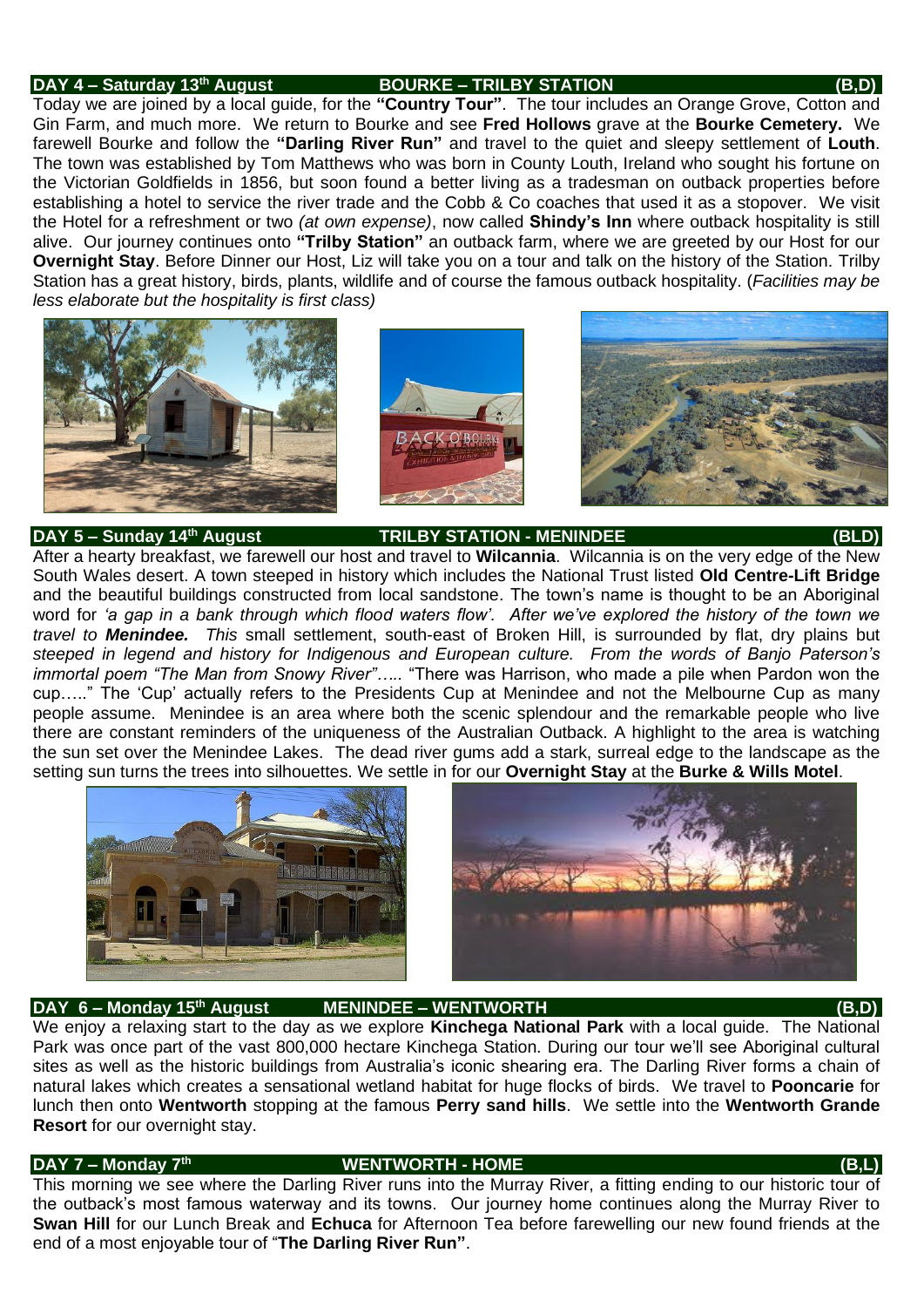## DAY 4 – Saturday 13th August BOURKE – TRILBY STATION (B,D)

Today we are joined by a local guide, for the **"Country Tour"**. The tour includes an Orange Grove, Cotton and Gin Farm, and much more. We return to Bourke and see **Fred Hollows** grave at the **Bourke Cemetery.** We farewell Bourke and follow the **"Darling River Run"** and travel to the quiet and sleepy settlement of **Louth**. The town was established by Tom Matthews who was born in County Louth, Ireland who sought his fortune on the Victorian Goldfields in 1856, but soon found a better living as a tradesman on outback properties before establishing a hotel to service the river trade and the Cobb & Co coaches that used it as a stopover. We visit the Hotel for a refreshment or two *(at own expense)*, now called **Shindy's Inn** where outback hospitality is still alive. Our journey continues onto **"Trilby Station"** an outback farm, where we are greeted by our Host for our **Overnight Stay**. Before Dinner our Host, Liz will take you on a tour and talk on the history of the Station. Trilby Station has a great history, birds, plants, wildlife and of course the famous outback hospitality. (*Facilities may be less elaborate but the hospitality is first class)*

## DAY 5 – Sunday 14th August TRILBY STATION - MENINDEE (BLD)

After a hearty breakfast, we farewell our host and travel to **Wilcannia**. Wilcannia is on the very edge of the New South Wales desert. A town steeped in history which includes the National Trust listed **Old Centre-Lift Bridge** and the beautiful buildings constructed from local sandstone. The town's name is thought to be an Aboriginal word for *'a gap in a bank through which flood waters flow'. After we've explored the history of the town we travel to **Menindee.** This* small settlement, south-east of Broken Hill, is surrounded by flat, dry plains but *steeped in legend and history for Indigenous and European culture. From the words of Banjo Paterson's immortal poem "The Man from Snowy River"…..* "There was Harrison, who made a pile when Pardon won the cup….." The 'Cup' actually refers to the Presidents Cup at Menindee and not the Melbourne Cup as many people assume. Menindee is an area where both the scenic splendour and the remarkable people who live there are constant reminders of the uniqueness of the Australian Outback. A highlight to the area is watching the sun set over the Menindee Lakes. The dead river gums add a stark, surreal edge to the landscape as the setting sun turns the trees into silhouettes. We settle in for our **Overnight Stay** at the **Burke & Wills Motel**.

## DAY 6 – Monday 15th August MENINDEE – WENTWORTH (B,D)

We enjoy a relaxing start to the day as we explore **Kinchega National Park** with a local guide. The National Park was once part of the vast 800,000 hectare Kinchega Station. During our tour we'll see Aboriginal cultural sites as well as the historic buildings from Australia's iconic shearing era. The Darling River forms a chain of natural lakes which creates a sensational wetland habitat for huge flocks of birds. We travel to **Pooncarie** for lunch then onto **Wentworth** stopping at the famous **Perry sand hills**. We settle into the **Wentworth Grande Resort** for our overnight stay.

## DAY 7 – Monday 7th WENTWORTH - HOME (B,L)

This morning we see where the Darling River runs into the Murray River, a fitting ending to our historic tour of the outback's most famous waterway and its towns. Our journey home continues along the Murray River to **Swan Hill** for our Lunch Break and **Echuca** for Afternoon Tea before farewelling our new found friends at the end of a most enjoyable tour of "**The Darling River Run"**.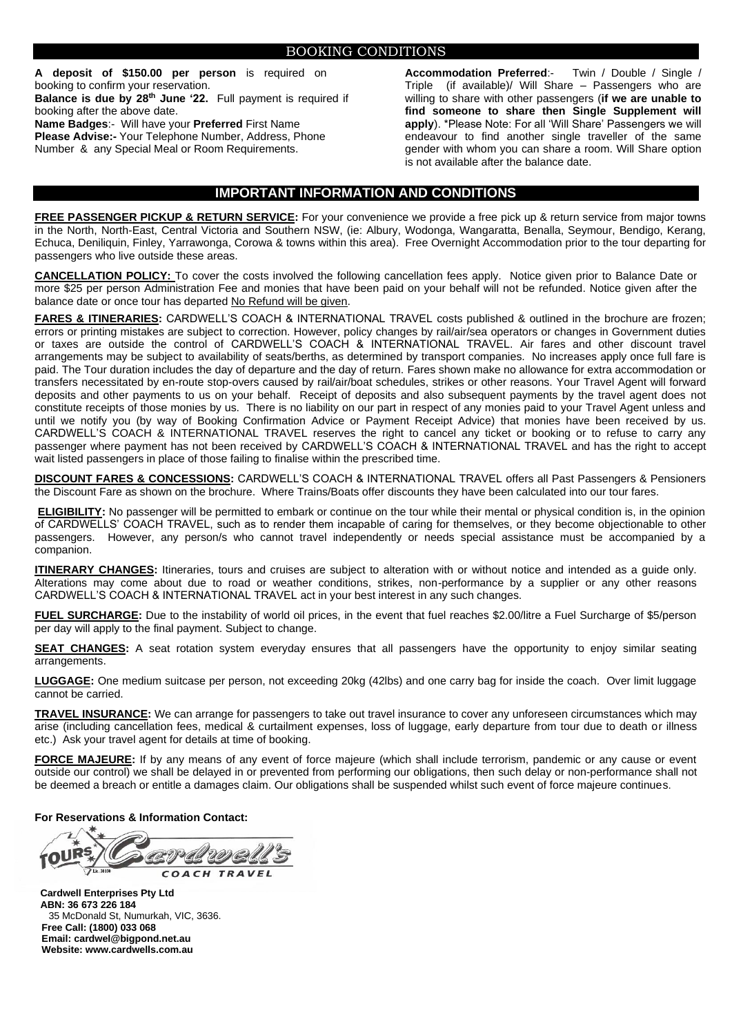## BOOKING CONDITIONS

**A deposit of $150.00 per person** is required on booking to confirm your reservation.
**Balance is due by 28th June '22.** Full payment is required if booking after the above date.
**Name Badges**:- Will have your **Preferred** First Name
**Please Advise:-** Your Telephone Number, Address, Phone Number & any Special Meal or Room Requirements.

**Accommodation Preferred**:- Twin / Double / Single / Triple (if available)/ Will Share – Passengers who are willing to share with other passengers (**if we are unable to find someone to share then Single Supplement will apply**). \*Please Note: For all 'Will Share' Passengers we will endeavour to find another single traveller of the same gender with whom you can share a room. Will Share option is not available after the balance date.

## IMPORTANT INFORMATION AND CONDITIONS

**FREE PASSENGER PICKUP & RETURN SERVICE:** For your convenience we provide a free pick up & return service from major towns in the North, North-East, Central Victoria and Southern NSW, (ie: Albury, Wodonga, Wangaratta, Benalla, Seymour, Bendigo, Kerang, Echuca, Deniliquin, Finley, Yarrawonga, Corowa & towns within this area). Free Overnight Accommodation prior to the tour departing for passengers who live outside these areas.

**CANCELLATION POLICY:** To cover the costs involved the following cancellation fees apply. Notice given prior to Balance Date or more $25 per person Administration Fee and monies that have been paid on your behalf will not be refunded. Notice given after the balance date or once tour has departed No Refund will be given.

**FARES & ITINERARIES:** CARDWELL'S COACH & INTERNATIONAL TRAVEL costs published & outlined in the brochure are frozen; errors or printing mistakes are subject to correction. However, policy changes by rail/air/sea operators or changes in Government duties or taxes are outside the control of CARDWELL'S COACH & INTERNATIONAL TRAVEL. Air fares and other discount travel arrangements may be subject to availability of seats/berths, as determined by transport companies. No increases apply once full fare is paid. The Tour duration includes the day of departure and the day of return. Fares shown make no allowance for extra accommodation or transfers necessitated by en-route stop-overs caused by rail/air/boat schedules, strikes or other reasons. Your Travel Agent will forward deposits and other payments to us on your behalf. Receipt of deposits and also subsequent payments by the travel agent does not constitute receipts of those monies by us. There is no liability on our part in respect of any monies paid to your Travel Agent unless and until we notify you (by way of Booking Confirmation Advice or Payment Receipt Advice) that monies have been received by us. CARDWELL'S COACH & INTERNATIONAL TRAVEL reserves the right to cancel any ticket or booking or to refuse to carry any passenger where payment has not been received by CARDWELL'S COACH & INTERNATIONAL TRAVEL and has the right to accept wait listed passengers in place of those failing to finalise within the prescribed time.

**DISCOUNT FARES & CONCESSIONS:** CARDWELL'S COACH & INTERNATIONAL TRAVEL offers all Past Passengers & Pensioners the Discount Fare as shown on the brochure. Where Trains/Boats offer discounts they have been calculated into our tour fares.

**ELIGIBILITY:** No passenger will be permitted to embark or continue on the tour while their mental or physical condition is, in the opinion of CARDWELLS' COACH TRAVEL, such as to render them incapable of caring for themselves, or they become objectionable to other passengers. However, any person/s who cannot travel independently or needs special assistance must be accompanied by a companion.

**ITINERARY CHANGES:** Itineraries, tours and cruises are subject to alteration with or without notice and intended as a guide only. Alterations may come about due to road or weather conditions, strikes, non-performance by a supplier or any other reasons CARDWELL'S COACH & INTERNATIONAL TRAVEL act in your best interest in any such changes.

**FUEL SURCHARGE:** Due to the instability of world oil prices, in the event that fuel reaches $2.00/litre a Fuel Surcharge of $5/person per day will apply to the final payment. Subject to change.

**SEAT CHANGES:** A seat rotation system everyday ensures that all passengers have the opportunity to enjoy similar seating arrangements.

**LUGGAGE:** One medium suitcase per person, not exceeding 20kg (42lbs) and one carry bag for inside the coach. Over limit luggage cannot be carried.

**TRAVEL INSURANCE:** We can arrange for passengers to take out travel insurance to cover any unforeseen circumstances which may arise (including cancellation fees, medical & curtailment expenses, loss of luggage, early departure from tour due to death or illness etc.) Ask your travel agent for details at time of booking.

**FORCE MAJEURE:** If by any means of any event of force majeure (which shall include terrorism, pandemic or any cause or event outside our control) we shall be delayed in or prevented from performing our obligations, then such delay or non-performance shall not be deemed a breach or entitle a damages claim. Our obligations shall be suspended whilst such event of force majeure continues.

**For Reservations & Information Contact:**

TOURS Cardwell's COACH TRAVEL

**Cardwell Enterprises Pty Ltd**
**ABN: 36 673 226 184**
35 McDonald St, Numurkah, VIC, 3636.
**Free Call: (1800) 033 068**
**Email: cardwel@bigpond.net.au**
**Website: www.cardwells.com.au**